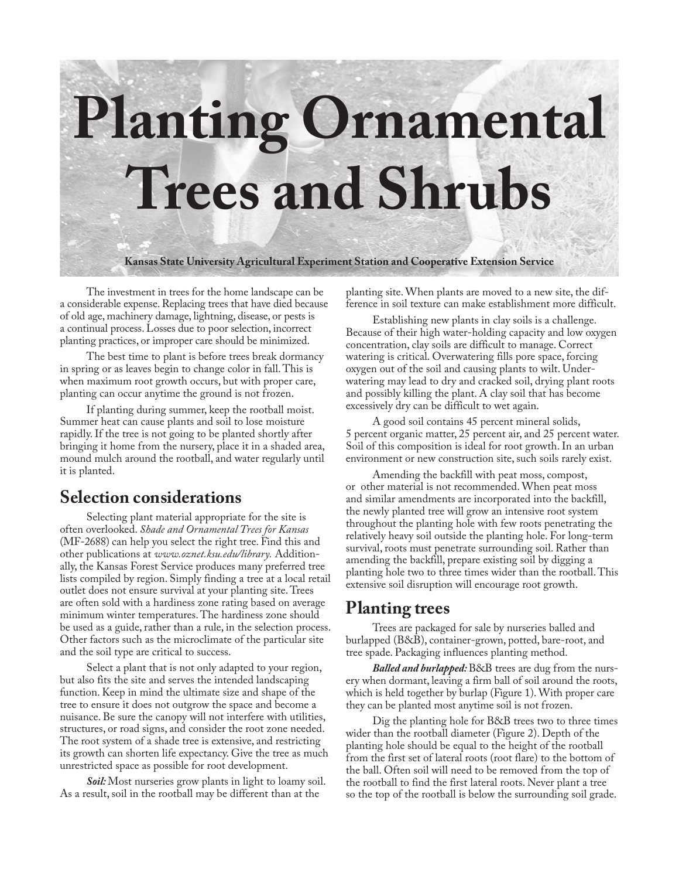# Planting Ornamental Trees and Shrubs

**Kansas State University Agricultural Experiment Station and Cooperative Extension Service**

The investment in trees for the home landscape can be a considerable expense. Replacing trees that have died because of old age, machinery damage, lightning, disease, or pests is a continual process. Losses due to poor selection, incorrect planting practices, or improper care should be minimized.

The best time to plant is before trees break dormancy in spring or as leaves begin to change color in fall. This is when maximum root growth occurs, but with proper care, planting can occur anytime the ground is not frozen.

If planting during summer, keep the rootball moist. Summer heat can cause plants and soil to lose moisture rapidly. If the tree is not going to be planted shortly after bringing it home from the nursery, place it in a shaded area, mound mulch around the rootball, and water regularly until it is planted.

## Selection considerations

Selecting plant material appropriate for the site is often overlooked. *Shade and Ornamental Trees for Kansas* (MF-2688) can help you select the right tree. Find this and other publications at *www.oznet.ksu.edu/library.* Additionally, the Kansas Forest Service produces many preferred tree lists compiled by region. Simply finding a tree at a local retail outlet does not ensure survival at your planting site. Trees are often sold with a hardiness zone rating based on average minimum winter temperatures. The hardiness zone should be used as a guide, rather than a rule, in the selection process. Other factors such as the microclimate of the particular site and the soil type are critical to success.

Select a plant that is not only adapted to your region, but also fits the site and serves the intended landscaping function. Keep in mind the ultimate size and shape of the tree to ensure it does not outgrow the space and become a nuisance. Be sure the canopy will not interfere with utilities, structures, or road signs, and consider the root zone needed. The root system of a shade tree is extensive, and restricting its growth can shorten life expectancy. Give the tree as much unrestricted space as possible for root development.

***Soil:*** Most nurseries grow plants in light to loamy soil. As a result, soil in the rootball may be different than at the planting site. When plants are moved to a new site, the difference in soil texture can make establishment more difficult.

Establishing new plants in clay soils is a challenge. Because of their high water-holding capacity and low oxygen concentration, clay soils are difficult to manage. Correct watering is critical. Overwatering fills pore space, forcing oxygen out of the soil and causing plants to wilt. Underwatering may lead to dry and cracked soil, drying plant roots and possibly killing the plant. A clay soil that has become excessively dry can be difficult to wet again.

A good soil contains 45 percent mineral solids, 5 percent organic matter, 25 percent air, and 25 percent water. Soil of this composition is ideal for root growth. In an urban environment or new construction site, such soils rarely exist.

Amending the backfill with peat moss, compost, or other material is not recommended. When peat moss and similar amendments are incorporated into the backfill, the newly planted tree will grow an intensive root system throughout the planting hole with few roots penetrating the relatively heavy soil outside the planting hole. For long-term survival, roots must penetrate surrounding soil. Rather than amending the backfill, prepare existing soil by digging a planting hole two to three times wider than the rootball. This extensive soil disruption will encourage root growth.

## Planting trees

Trees are packaged for sale by nurseries balled and burlapped (B&B), container-grown, potted, bare-root, and tree spade. Packaging influences planting method.

***Balled and burlapped:*** B&B trees are dug from the nursery when dormant, leaving a firm ball of soil around the roots, which is held together by burlap (Figure 1). With proper care they can be planted most anytime soil is not frozen.

Dig the planting hole for B&B trees two to three times wider than the rootball diameter (Figure 2). Depth of the planting hole should be equal to the height of the rootball from the first set of lateral roots (root flare) to the bottom of the ball. Often soil will need to be removed from the top of the rootball to find the first lateral roots. Never plant a tree so the top of the rootball is below the surrounding soil grade.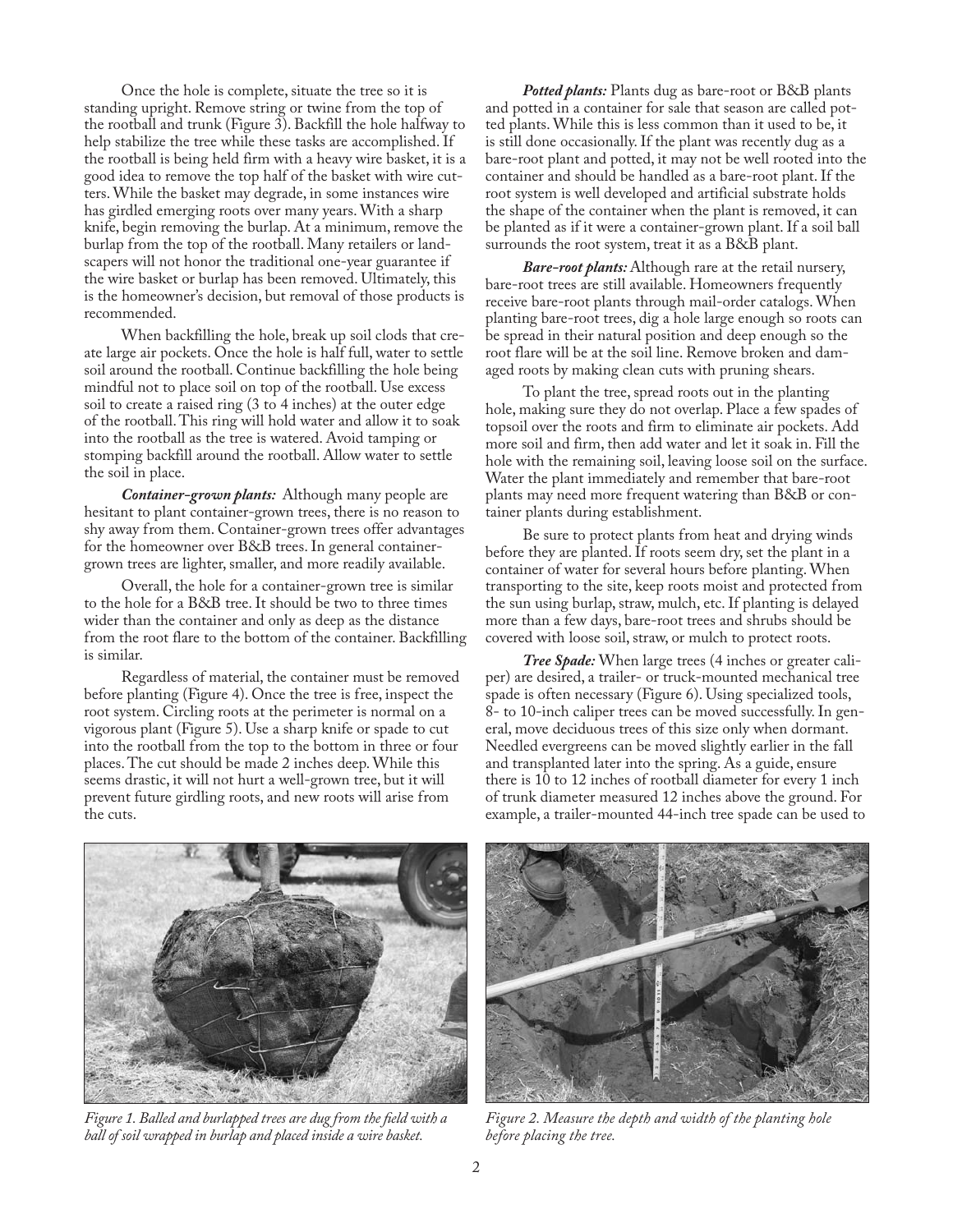Once the hole is complete, situate the tree so it is standing upright. Remove string or twine from the top of the rootball and trunk (Figure 3). Backfill the hole halfway to help stabilize the tree while these tasks are accomplished. If the rootball is being held firm with a heavy wire basket, it is a good idea to remove the top half of the basket with wire cutters. While the basket may degrade, in some instances wire has girdled emerging roots over many years. With a sharp knife, begin removing the burlap. At a minimum, remove the burlap from the top of the rootball. Many retailers or landscapers will not honor the traditional one-year guarantee if the wire basket or burlap has been removed. Ultimately, this is the homeowner's decision, but removal of those products is recommended.

When backfilling the hole, break up soil clods that create large air pockets. Once the hole is half full, water to settle soil around the rootball. Continue backfilling the hole being mindful not to place soil on top of the rootball. Use excess soil to create a raised ring (3 to 4 inches) at the outer edge of the rootball. This ring will hold water and allow it to soak into the rootball as the tree is watered. Avoid tamping or stomping backfill around the rootball. Allow water to settle the soil in place.

***Container-grown plants:*** Although many people are hesitant to plant container-grown trees, there is no reason to shy away from them. Container-grown trees offer advantages for the homeowner over B&B trees. In general container-grown trees are lighter, smaller, and more readily available.

Overall, the hole for a container-grown tree is similar to the hole for a B&B tree. It should be two to three times wider than the container and only as deep as the distance from the root flare to the bottom of the container. Backfilling is similar.

Regardless of material, the container must be removed before planting (Figure 4). Once the tree is free, inspect the root system. Circling roots at the perimeter is normal on a vigorous plant (Figure 5). Use a sharp knife or spade to cut into the rootball from the top to the bottom in three or four places. The cut should be made 2 inches deep. While this seems drastic, it will not hurt a well-grown tree, but it will prevent future girdling roots, and new roots will arise from the cuts.

***Potted plants:*** Plants dug as bare-root or B&B plants and potted in a container for sale that season are called potted plants. While this is less common than it used to be, it is still done occasionally. If the plant was recently dug as a bare-root plant and potted, it may not be well rooted into the container and should be handled as a bare-root plant. If the root system is well developed and artificial substrate holds the shape of the container when the plant is removed, it can be planted as if it were a container-grown plant. If a soil ball surrounds the root system, treat it as a B&B plant.

***Bare-root plants:*** Although rare at the retail nursery, bare-root trees are still available. Homeowners frequently receive bare-root plants through mail-order catalogs. When planting bare-root trees, dig a hole large enough so roots can be spread in their natural position and deep enough so the root flare will be at the soil line. Remove broken and damaged roots by making clean cuts with pruning shears.

To plant the tree, spread roots out in the planting hole, making sure they do not overlap. Place a few spades of topsoil over the roots and firm to eliminate air pockets. Add more soil and firm, then add water and let it soak in. Fill the hole with the remaining soil, leaving loose soil on the surface. Water the plant immediately and remember that bare-root plants may need more frequent watering than B&B or container plants during establishment.

Be sure to protect plants from heat and drying winds before they are planted. If roots seem dry, set the plant in a container of water for several hours before planting. When transporting to the site, keep roots moist and protected from the sun using burlap, straw, mulch, etc. If planting is delayed more than a few days, bare-root trees and shrubs should be covered with loose soil, straw, or mulch to protect roots.

***Tree Spade:*** When large trees (4 inches or greater caliper) are desired, a trailer- or truck-mounted mechanical tree spade is often necessary (Figure 6). Using specialized tools, 8- to 10-inch caliper trees can be moved successfully. In general, move deciduous trees of this size only when dormant. Needled evergreens can be moved slightly earlier in the fall and transplanted later into the spring. As a guide, ensure there is 10 to 12 inches of rootball diameter for every 1 inch of trunk diameter measured 12 inches above the ground. For example, a trailer-mounted 44-inch tree spade can be used to

*Figure 1. Balled and burlapped trees are dug from the field with a ball of soil wrapped in burlap and placed inside a wire basket.*

*Figure 2. Measure the depth and width of the planting hole before placing the tree.*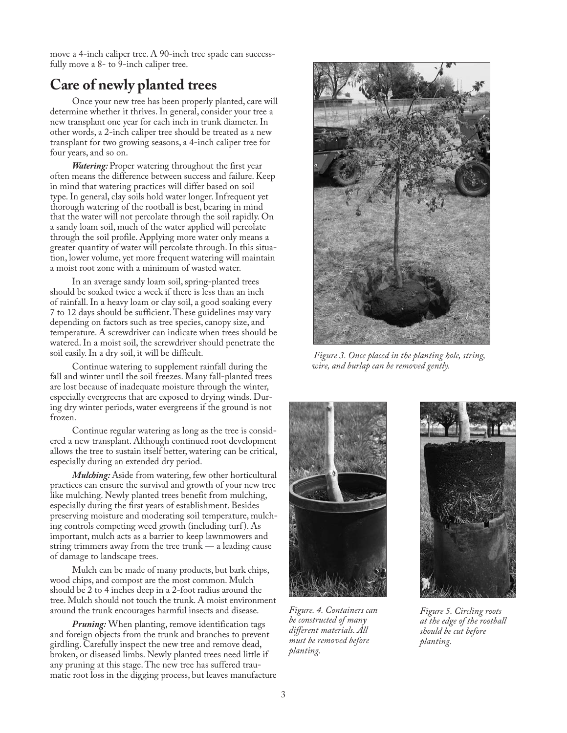move a 4-inch caliper tree. A 90-inch tree spade can successfully move a 8- to 9-inch caliper tree.

## Care of newly planted trees

Once your new tree has been properly planted, care will determine whether it thrives. In general, consider your tree a new transplant one year for each inch in trunk diameter. In other words, a 2-inch caliper tree should be treated as a new transplant for two growing seasons, a 4-inch caliper tree for four years, and so on.

***Watering:*** Proper watering throughout the first year often means the difference between success and failure. Keep in mind that watering practices will differ based on soil type. In general, clay soils hold water longer. Infrequent yet thorough watering of the rootball is best, bearing in mind that the water will not percolate through the soil rapidly. On a sandy loam soil, much of the water applied will percolate through the soil profile. Applying more water only means a greater quantity of water will percolate through. In this situation, lower volume, yet more frequent watering will maintain a moist root zone with a minimum of wasted water.

In an average sandy loam soil, spring-planted trees should be soaked twice a week if there is less than an inch of rainfall. In a heavy loam or clay soil, a good soaking every 7 to 12 days should be sufficient. These guidelines may vary depending on factors such as tree species, canopy size, and temperature. A screwdriver can indicate when trees should be watered. In a moist soil, the screwdriver should penetrate the soil easily. In a dry soil, it will be difficult.

Continue watering to supplement rainfall during the fall and winter until the soil freezes. Many fall-planted trees are lost because of inadequate moisture through the winter, especially evergreens that are exposed to drying winds. During dry winter periods, water evergreens if the ground is not frozen.

Continue regular watering as long as the tree is considered a new transplant. Although continued root development allows the tree to sustain itself better, watering can be critical, especially during an extended dry period.

***Mulching:*** Aside from watering, few other horticultural practices can ensure the survival and growth of your new tree like mulching. Newly planted trees benefit from mulching, especially during the first years of establishment. Besides preserving moisture and moderating soil temperature, mulching controls competing weed growth (including turf). As important, mulch acts as a barrier to keep lawnmowers and string trimmers away from the tree trunk — a leading cause of damage to landscape trees.

Mulch can be made of many products, but bark chips, wood chips, and compost are the most common. Mulch should be 2 to 4 inches deep in a 2-foot radius around the tree. Mulch should not touch the trunk. A moist environment around the trunk encourages harmful insects and disease.

***Pruning:*** When planting, remove identification tags and foreign objects from the trunk and branches to prevent girdling. Carefully inspect the new tree and remove dead, broken, or diseased limbs. Newly planted trees need little if any pruning at this stage. The new tree has suffered traumatic root loss in the digging process, but leaves manufacture

*Figure 3. Once placed in the planting hole, string, wire, and burlap can be removed gently.*

*Figure. 4. Containers can be constructed of many different materials. All must be removed before planting.*

*Figure 5. Circling roots at the edge of the rootball should be cut before planting.*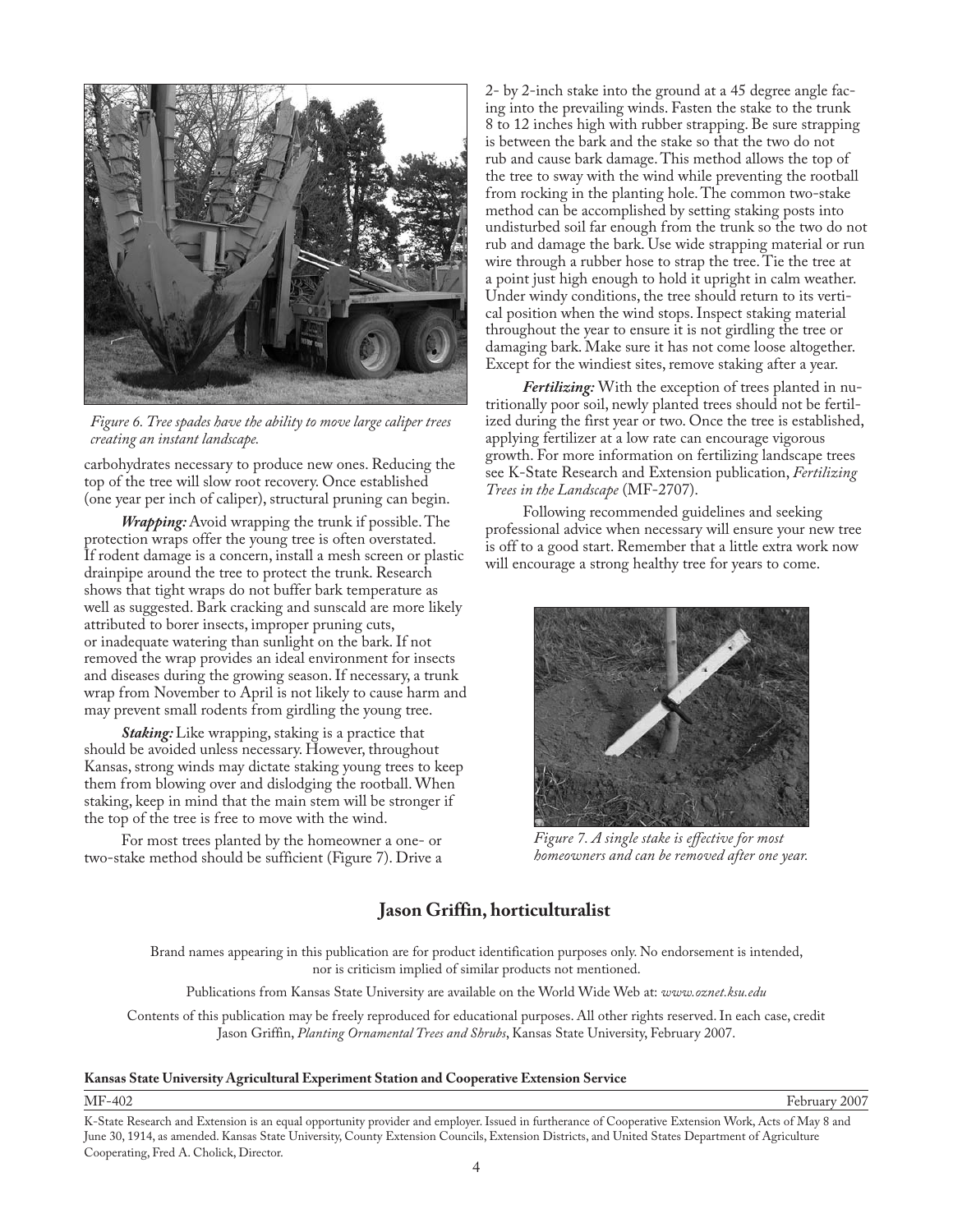*Figure 6. Tree spades have the ability to move large caliper trees creating an instant landscape.*

carbohydrates necessary to produce new ones. Reducing the top of the tree will slow root recovery. Once established (one year per inch of caliper), structural pruning can begin.

***Wrapping:*** Avoid wrapping the trunk if possible. The protection wraps offer the young tree is often overstated. If rodent damage is a concern, install a mesh screen or plastic drainpipe around the tree to protect the trunk. Research shows that tight wraps do not buffer bark temperature as well as suggested. Bark cracking and sunscald are more likely attributed to borer insects, improper pruning cuts, or inadequate watering than sunlight on the bark. If not removed the wrap provides an ideal environment for insects and diseases during the growing season. If necessary, a trunk wrap from November to April is not likely to cause harm and may prevent small rodents from girdling the young tree.

***Staking:*** Like wrapping, staking is a practice that should be avoided unless necessary. However, throughout Kansas, strong winds may dictate staking young trees to keep them from blowing over and dislodging the rootball. When staking, keep in mind that the main stem will be stronger if the top of the tree is free to move with the wind.

For most trees planted by the homeowner a one- or two-stake method should be sufficient (Figure 7). Drive a 2- by 2-inch stake into the ground at a 45 degree angle facing into the prevailing winds. Fasten the stake to the trunk 8 to 12 inches high with rubber strapping. Be sure strapping is between the bark and the stake so that the two do not rub and cause bark damage. This method allows the top of the tree to sway with the wind while preventing the rootball from rocking in the planting hole. The common two-stake method can be accomplished by setting staking posts into undisturbed soil far enough from the trunk so the two do not rub and damage the bark. Use wide strapping material or run wire through a rubber hose to strap the tree. Tie the tree at a point just high enough to hold it upright in calm weather. Under windy conditions, the tree should return to its vertical position when the wind stops. Inspect staking material throughout the year to ensure it is not girdling the tree or damaging bark. Make sure it has not come loose altogether. Except for the windiest sites, remove staking after a year.

***Fertilizing:*** With the exception of trees planted in nutritionally poor soil, newly planted trees should not be fertilized during the first year or two. Once the tree is established, applying fertilizer at a low rate can encourage vigorous growth. For more information on fertilizing landscape trees see K-State Research and Extension publication, *Fertilizing Trees in the Landscape* (MF-2707).

Following recommended guidelines and seeking professional advice when necessary will ensure your new tree is off to a good start. Remember that a little extra work now will encourage a strong healthy tree for years to come.

*Figure 7. A single stake is effective for most homeowners and can be removed after one year.*

## Jason Griffin, horticulturalist

Brand names appearing in this publication are for product identification purposes only. No endorsement is intended, nor is criticism implied of similar products not mentioned.

Publications from Kansas State University are available on the World Wide Web at: *www.oznet.ksu.edu*

Contents of this publication may be freely reproduced for educational purposes. All other rights reserved. In each case, credit Jason Griffin, *Planting Ornamental Trees and Shrubs*, Kansas State University, February 2007.

**Kansas State University Agricultural Experiment Station and Cooperative Extension Service**

MF-402 February 2007

K-State Research and Extension is an equal opportunity provider and employer. Issued in furtherance of Cooperative Extension Work, Acts of May 8 and June 30, 1914, as amended. Kansas State University, County Extension Councils, Extension Districts, and United States Department of Agriculture Cooperating, Fred A. Cholick, Director.